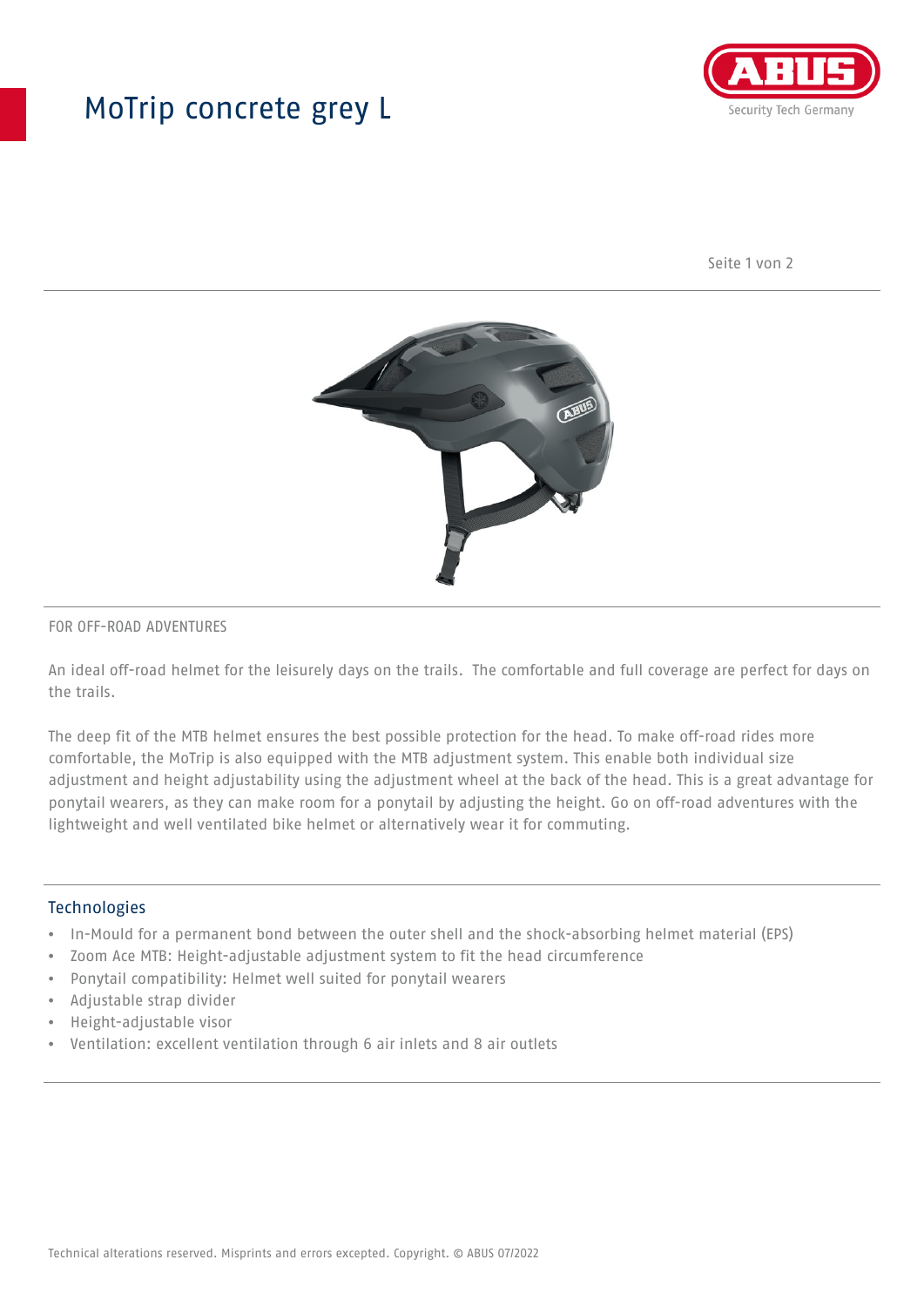# MoTrip concrete grey L

FOR OFF-ROAD ADVENTURES

An ideal off-road helmet for the leisurely days on the trails.  The comfortable and full coverage are perfect for days on the trails.

The deep fit of the MTB helmet ensures the best possible protection for the head. To make off-road rides more comfortable, the MoTrip is also equipped with the MTB adjustment system. This enable both individual size adjustment and height adjustability using the adjustment wheel at the back of the head. This is a great advantage for ponytail wearers, as they can make room for a ponytail by adjusting the height. Go on off-road adventures with the lightweight and well ventilated bike helmet or alternatively wear it for commuting.

## Technologies

- In-Mould for a permanent bond between the outer shell and the shock-absorbing helmet material (EPS)
- Zoom Ace MTB: Height-adjustable adjustment system to fit the head circumference
- Ponytail compatibility: Helmet well suited for ponytail wearers
- Adjustable strap divider
- Height-adjustable visor
- Ventilation: excellent ventilation through 6 air inlets and 8 air outlets

Technical alterations reserved. Misprints and errors excepted. Copyright. © ABUS 07/2022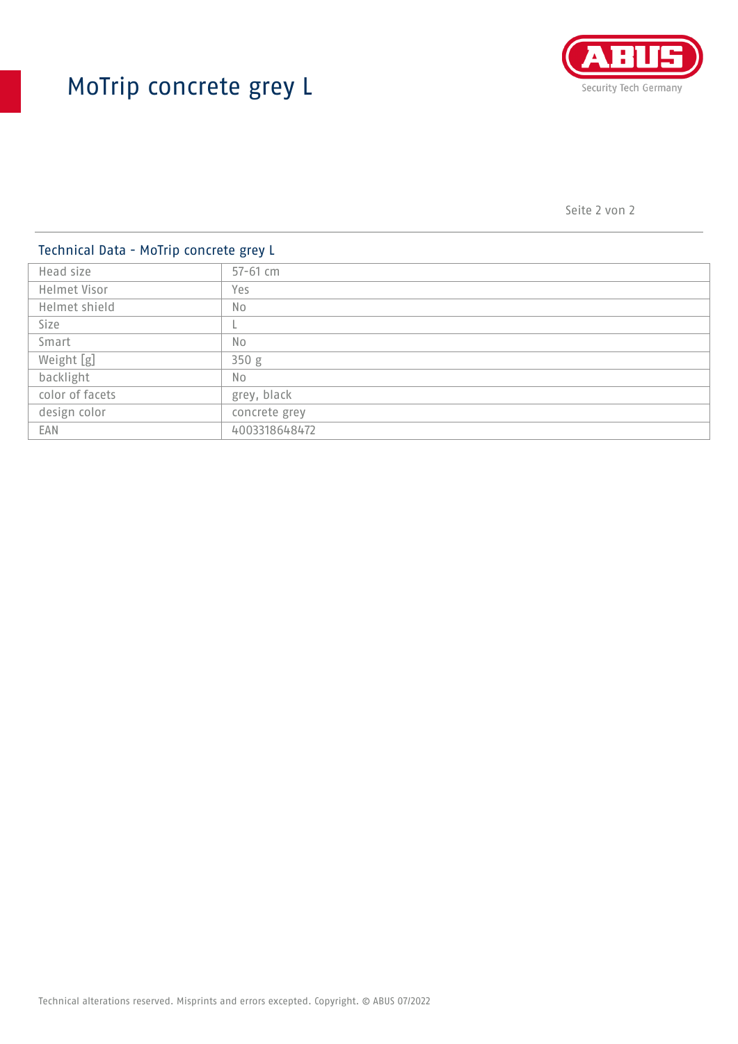# MoTrip concrete grey L

## Technical Data - MoTrip concrete grey L

| | |
|---|---|
| Head size | 57-61 cm |
| Helmet Visor | Yes |
| Helmet shield | No |
| Size | L |
| Smart | No |
| Weight [g] | 350 g |
| backlight | No |
| color of facets | grey, black |
| design color | concrete grey |
| EAN | 4003318648472 |

Technical alterations reserved. Misprints and errors excepted. Copyright. © ABUS 07/2022